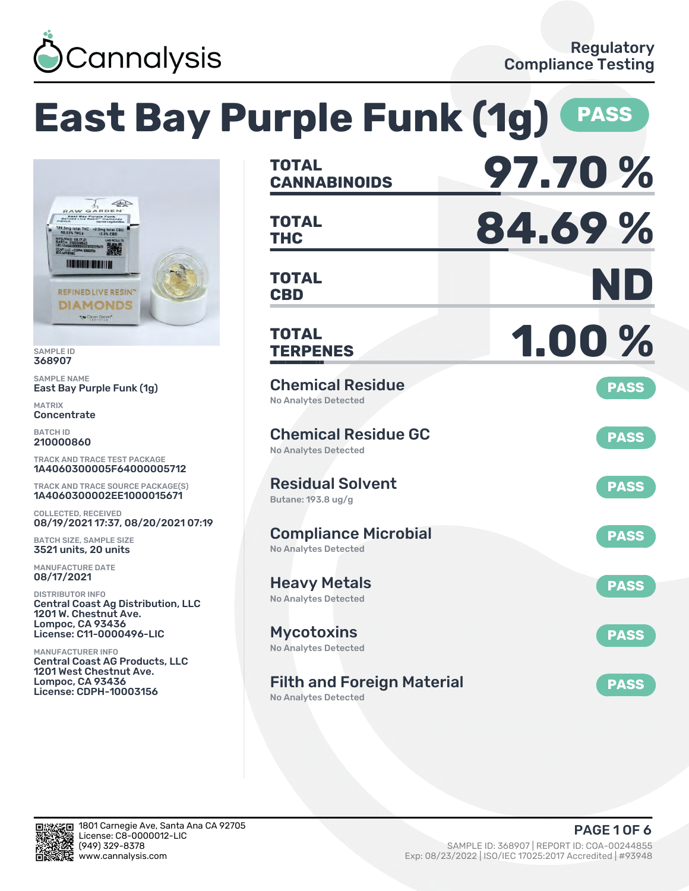Cannalysis

Regulatory Compliance Testing

# East Bay Purple Funk (1g) PASS

SAMPLE ID
368907

SAMPLE NAME
East Bay Purple Funk (1g)

MATRIX
Concentrate

BATCH ID
210000860

TRACK AND TRACE TEST PACKAGE
1A4060300005F64000005712

TRACK AND TRACE SOURCE PACKAGE(S)
1A4060300002EE1000015671

COLLECTED, RECEIVED
08/19/2021 17:37, 08/20/2021 07:19

BATCH SIZE, SAMPLE SIZE
3521 units, 20 units

MANUFACTURE DATE
08/17/2021

DISTRIBUTOR INFO
Central Coast Ag Distribution, LLC
1201 W. Chestnut Ave.
Lompoc, CA 93436
License: C11-0000496-LIC

MANUFACTURER INFO
Central Coast AG Products, LLC
1201 West Chestnut Ave.
Lompoc, CA 93436
License: CDPH-10003156

| | |
|---|---|
| **TOTAL CANNABINOIDS** | **97.70 %** |
| **TOTAL THC** | **84.69 %** |
| **TOTAL CBD** | **ND** |
| **TOTAL TERPENES** | **1.00 %** |

## Chemical Residue — PASS
No Analytes Detected

## Chemical Residue GC — PASS
No Analytes Detected

## Residual Solvent — PASS
Butane: 193.8 ug/g

## Compliance Microbial — PASS
No Analytes Detected

## Heavy Metals — PASS
No Analytes Detected

## Mycotoxins — PASS
No Analytes Detected

## Filth and Foreign Material — PASS
No Analytes Detected

1801 Carnegie Ave, Santa Ana CA 92705
License: C8-0000012-LIC
(949) 329-8378
www.cannalysis.com

SAMPLE ID: 368907 | REPORT ID: COA-00244855
Exp: 08/23/2022 | ISO/IEC 17025:2017 Accredited | #93948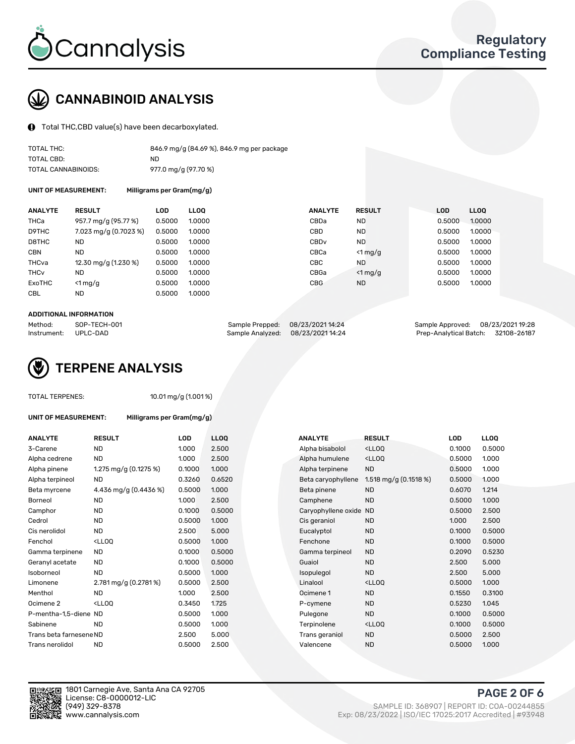# Cannalysis

## Regulatory Compliance Testing

## CANNABINOID ANALYSIS

Total THC,CBD value(s) have been decarboxylated.

| | |
|---|---|
| TOTAL THC: | 846.9 mg/g (84.69 %), 846.9 mg per package |
| TOTAL CBD: | ND |
| TOTAL CANNABINOIDS: | 977.0 mg/g (97.70 %) |

**UNIT OF MEASUREMENT:** Milligrams per Gram(mg/g)

| ANALYTE | RESULT | LOD | LLOQ | ANALYTE | RESULT | LOD | LLOQ |
|---|---|---|---|---|---|---|---|
| THCa | 957.7 mg/g (95.77 %) | 0.5000 | 1.0000 | CBDa | ND | 0.5000 | 1.0000 |
| D9THC | 7.023 mg/g (0.7023 %) | 0.5000 | 1.0000 | CBD | ND | 0.5000 | 1.0000 |
| D8THC | ND | 0.5000 | 1.0000 | CBDv | ND | 0.5000 | 1.0000 |
| CBN | ND | 0.5000 | 1.0000 | CBCa | <1 mg/g | 0.5000 | 1.0000 |
| THCva | 12.30 mg/g (1.230 %) | 0.5000 | 1.0000 | CBC | ND | 0.5000 | 1.0000 |
| THCv | ND | 0.5000 | 1.0000 | CBGa | <1 mg/g | 0.5000 | 1.0000 |
| ExoTHC | <1 mg/g | 0.5000 | 1.0000 | CBG | ND | 0.5000 | 1.0000 |
| CBL | ND | 0.5000 | 1.0000 | | | | |

**ADDITIONAL INFORMATION**

| | | | | | |
|---|---|---|---|---|---|
| Method: | SOP-TECH-001 | Sample Prepped: | 08/23/2021 14:24 | Sample Approved: | 08/23/2021 19:28 |
| Instrument: | UPLC-DAD | Sample Analyzed: | 08/23/2021 14:24 | Prep-Analytical Batch: | 32108-26187 |

## TERPENE ANALYSIS

TOTAL TERPENES: 10.01 mg/g (1.001 %)

**UNIT OF MEASUREMENT:** Milligrams per Gram(mg/g)

| ANALYTE | RESULT | LOD | LLOQ | ANALYTE | RESULT | LOD | LLOQ |
|---|---|---|---|---|---|---|---|
| 3-Carene | ND | 1.000 | 2.500 | Alpha bisabolol | <LLOQ | 0.1000 | 0.5000 |
| Alpha cedrene | ND | 1.000 | 2.500 | Alpha humulene | <LLOQ | 0.5000 | 1.000 |
| Alpha pinene | 1.275 mg/g (0.1275 %) | 0.1000 | 1.000 | Alpha terpinene | ND | 0.5000 | 1.000 |
| Alpha terpineol | ND | 0.3260 | 0.6520 | Beta caryophyllene | 1.518 mg/g (0.1518 %) | 0.5000 | 1.000 |
| Beta myrcene | 4.436 mg/g (0.4436 %) | 0.5000 | 1.000 | Beta pinene | ND | 0.6070 | 1.214 |
| Borneol | ND | 1.000 | 2.500 | Camphene | ND | 0.5000 | 1.000 |
| Camphor | ND | 0.1000 | 0.5000 | Caryophyllene oxide | ND | 0.5000 | 2.500 |
| Cedrol | ND | 0.5000 | 1.000 | Cis geraniol | ND | 1.000 | 2.500 |
| Cis nerolidol | ND | 2.500 | 5.000 | Eucalyptol | ND | 0.1000 | 0.5000 |
| Fenchol | <LLOQ | 0.5000 | 1.000 | Fenchone | ND | 0.1000 | 0.5000 |
| Gamma terpinene | ND | 0.1000 | 0.5000 | Gamma terpineol | ND | 0.2090 | 0.5230 |
| Geranyl acetate | ND | 0.1000 | 0.5000 | Guaiol | ND | 2.500 | 5.000 |
| Isoborneol | ND | 0.5000 | 1.000 | Isopulegol | ND | 2.500 | 5.000 |
| Limonene | 2.781 mg/g (0.2781 %) | 0.5000 | 2.500 | Linalool | <LLOQ | 0.5000 | 1.000 |
| Menthol | ND | 1.000 | 2.500 | Ocimene 1 | ND | 0.1550 | 0.3100 |
| Ocimene 2 | <LLOQ | 0.3450 | 1.725 | P-cymene | ND | 0.5230 | 1.045 |
| P-mentha-1,5-diene | ND | 0.5000 | 1.000 | Pulegone | ND | 0.1000 | 0.5000 |
| Sabinene | ND | 0.5000 | 1.000 | Terpinolene | <LLOQ | 0.1000 | 0.5000 |
| Trans beta farnesene | ND | 2.500 | 5.000 | Trans geraniol | ND | 0.5000 | 2.500 |
| Trans nerolidol | ND | 0.5000 | 2.500 | Valencene | ND | 0.5000 | 1.000 |

1801 Carnegie Ave, Santa Ana CA 92705
License: C8-0000012-LIC
(949) 329-8378
www.cannalysis.com

SAMPLE ID: 368907 | REPORT ID: COA-00244855
Exp: 08/23/2022 | ISO/IEC 17025:2017 Accredited | #93948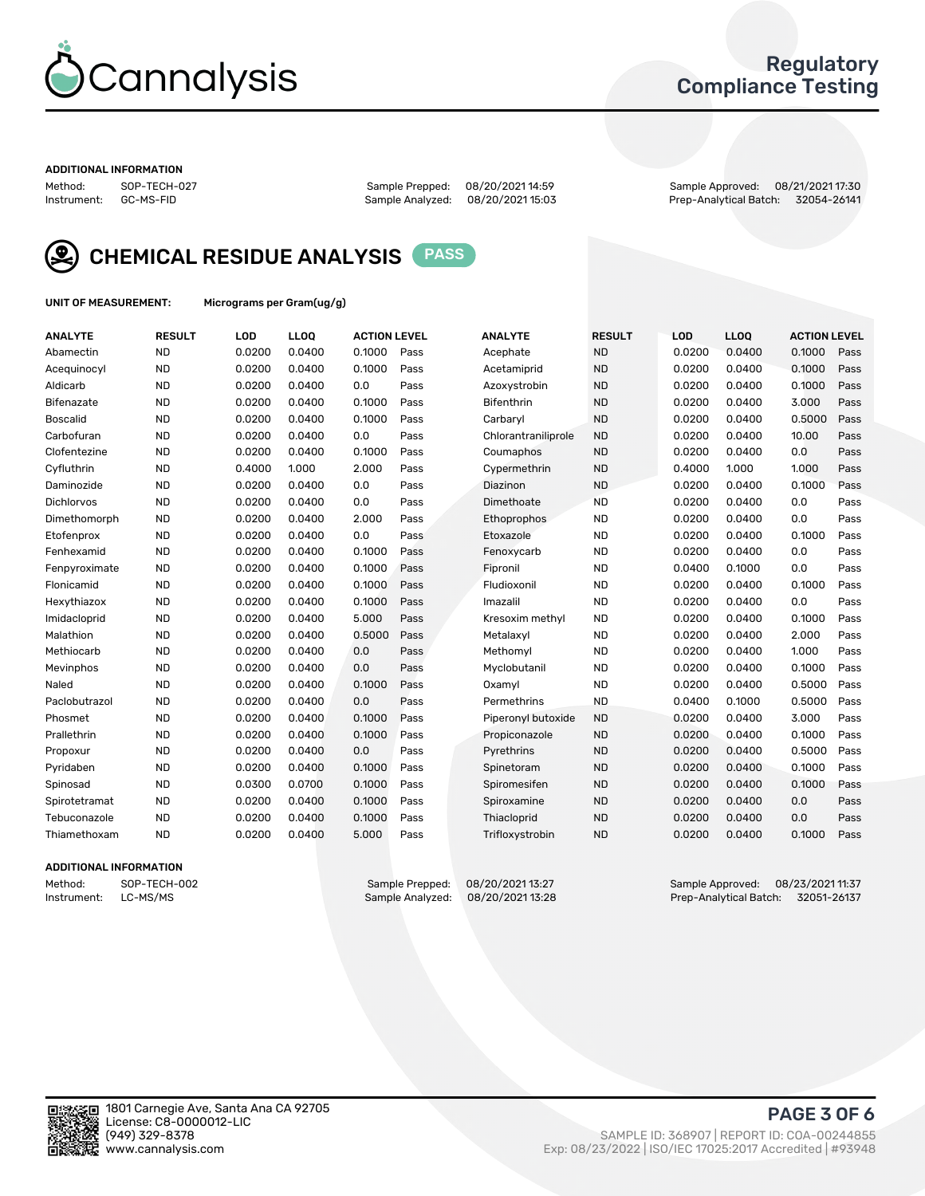# Regulatory Compliance Testing

### ADDITIONAL INFORMATION

Method: SOP-TECH-027
Instrument: GC-MS-FID

Sample Prepped: 08/20/2021 14:59
Sample Analyzed: 08/20/2021 15:03

Sample Approved: 08/21/2021 17:30
Prep-Analytical Batch: 32054-26141

## CHEMICAL RESIDUE ANALYSIS PASS

**UNIT OF MEASUREMENT:** Micrograms per Gram(ug/g)

| ANALYTE | RESULT | LOD | LLOQ | ACTION LEVEL | | ANALYTE | RESULT | LOD | LLOQ | ACTION LEVEL | |
|---|---|---|---|---|---|---|---|---|---|---|---|
| Abamectin | ND | 0.0200 | 0.0400 | 0.1000 | Pass | Acephate | ND | 0.0200 | 0.0400 | 0.1000 | Pass |
| Acequinocyl | ND | 0.0200 | 0.0400 | 0.1000 | Pass | Acetamiprid | ND | 0.0200 | 0.0400 | 0.1000 | Pass |
| Aldicarb | ND | 0.0200 | 0.0400 | 0.0 | Pass | Azoxystrobin | ND | 0.0200 | 0.0400 | 0.1000 | Pass |
| Bifenazate | ND | 0.0200 | 0.0400 | 0.1000 | Pass | Bifenthrin | ND | 0.0200 | 0.0400 | 3.000 | Pass |
| Boscalid | ND | 0.0200 | 0.0400 | 0.1000 | Pass | Carbaryl | ND | 0.0200 | 0.0400 | 0.5000 | Pass |
| Carbofuran | ND | 0.0200 | 0.0400 | 0.0 | Pass | Chlorantraniliprole | ND | 0.0200 | 0.0400 | 10.00 | Pass |
| Clofentezine | ND | 0.0200 | 0.0400 | 0.1000 | Pass | Coumaphos | ND | 0.0200 | 0.0400 | 0.0 | Pass |
| Cyfluthrin | ND | 0.4000 | 1.000 | 2.000 | Pass | Cypermethrin | ND | 0.4000 | 1.000 | 1.000 | Pass |
| Daminozide | ND | 0.0200 | 0.0400 | 0.0 | Pass | Diazinon | ND | 0.0200 | 0.0400 | 0.1000 | Pass |
| Dichlorvos | ND | 0.0200 | 0.0400 | 0.0 | Pass | Dimethoate | ND | 0.0200 | 0.0400 | 0.0 | Pass |
| Dimethomorph | ND | 0.0200 | 0.0400 | 2.000 | Pass | Ethoprophos | ND | 0.0200 | 0.0400 | 0.0 | Pass |
| Etofenprox | ND | 0.0200 | 0.0400 | 0.0 | Pass | Etoxazole | ND | 0.0200 | 0.0400 | 0.1000 | Pass |
| Fenhexamid | ND | 0.0200 | 0.0400 | 0.1000 | Pass | Fenoxycarb | ND | 0.0200 | 0.0400 | 0.0 | Pass |
| Fenpyroximate | ND | 0.0200 | 0.0400 | 0.1000 | Pass | Fipronil | ND | 0.0400 | 0.1000 | 0.0 | Pass |
| Flonicamid | ND | 0.0200 | 0.0400 | 0.1000 | Pass | Fludioxonil | ND | 0.0200 | 0.0400 | 0.1000 | Pass |
| Hexythiazox | ND | 0.0200 | 0.0400 | 0.1000 | Pass | Imazalil | ND | 0.0200 | 0.0400 | 0.0 | Pass |
| Imidacloprid | ND | 0.0200 | 0.0400 | 5.000 | Pass | Kresoxim methyl | ND | 0.0200 | 0.0400 | 0.1000 | Pass |
| Malathion | ND | 0.0200 | 0.0400 | 0.5000 | Pass | Metalaxyl | ND | 0.0200 | 0.0400 | 2.000 | Pass |
| Methiocarb | ND | 0.0200 | 0.0400 | 0.0 | Pass | Methomyl | ND | 0.0200 | 0.0400 | 1.000 | Pass |
| Mevinphos | ND | 0.0200 | 0.0400 | 0.0 | Pass | Myclobutanil | ND | 0.0200 | 0.0400 | 0.1000 | Pass |
| Naled | ND | 0.0200 | 0.0400 | 0.1000 | Pass | Oxamyl | ND | 0.0200 | 0.0400 | 0.5000 | Pass |
| Paclobutrazol | ND | 0.0200 | 0.0400 | 0.0 | Pass | Permethrins | ND | 0.0400 | 0.1000 | 0.5000 | Pass |
| Phosmet | ND | 0.0200 | 0.0400 | 0.1000 | Pass | Piperonyl butoxide | ND | 0.0200 | 0.0400 | 3.000 | Pass |
| Prallethrin | ND | 0.0200 | 0.0400 | 0.1000 | Pass | Propiconazole | ND | 0.0200 | 0.0400 | 0.1000 | Pass |
| Propoxur | ND | 0.0200 | 0.0400 | 0.0 | Pass | Pyrethrins | ND | 0.0200 | 0.0400 | 0.5000 | Pass |
| Pyridaben | ND | 0.0200 | 0.0400 | 0.1000 | Pass | Spinetoram | ND | 0.0200 | 0.0400 | 0.1000 | Pass |
| Spinosad | ND | 0.0300 | 0.0700 | 0.1000 | Pass | Spiromesifen | ND | 0.0200 | 0.0400 | 0.1000 | Pass |
| Spirotetramat | ND | 0.0200 | 0.0400 | 0.1000 | Pass | Spiroxamine | ND | 0.0200 | 0.0400 | 0.0 | Pass |
| Tebuconazole | ND | 0.0200 | 0.0400 | 0.1000 | Pass | Thiacloprid | ND | 0.0200 | 0.0400 | 0.0 | Pass |
| Thiamethoxam | ND | 0.0200 | 0.0400 | 5.000 | Pass | Trifloxystrobin | ND | 0.0200 | 0.0400 | 0.1000 | Pass |

### ADDITIONAL INFORMATION

Method: SOP-TECH-002
Instrument: LC-MS/MS

Sample Prepped: 08/20/2021 13:27
Sample Analyzed: 08/20/2021 13:28

Sample Approved: 08/23/2021 11:37
Prep-Analytical Batch: 32051-26137

1801 Carnegie Ave, Santa Ana CA 92705
License: C8-0000012-LIC
(949) 329-8378
www.cannalysis.com

SAMPLE ID: 368907 | REPORT ID: COA-00244855
Exp: 08/23/2022 | ISO/IEC 17025:2017 Accredited | #93948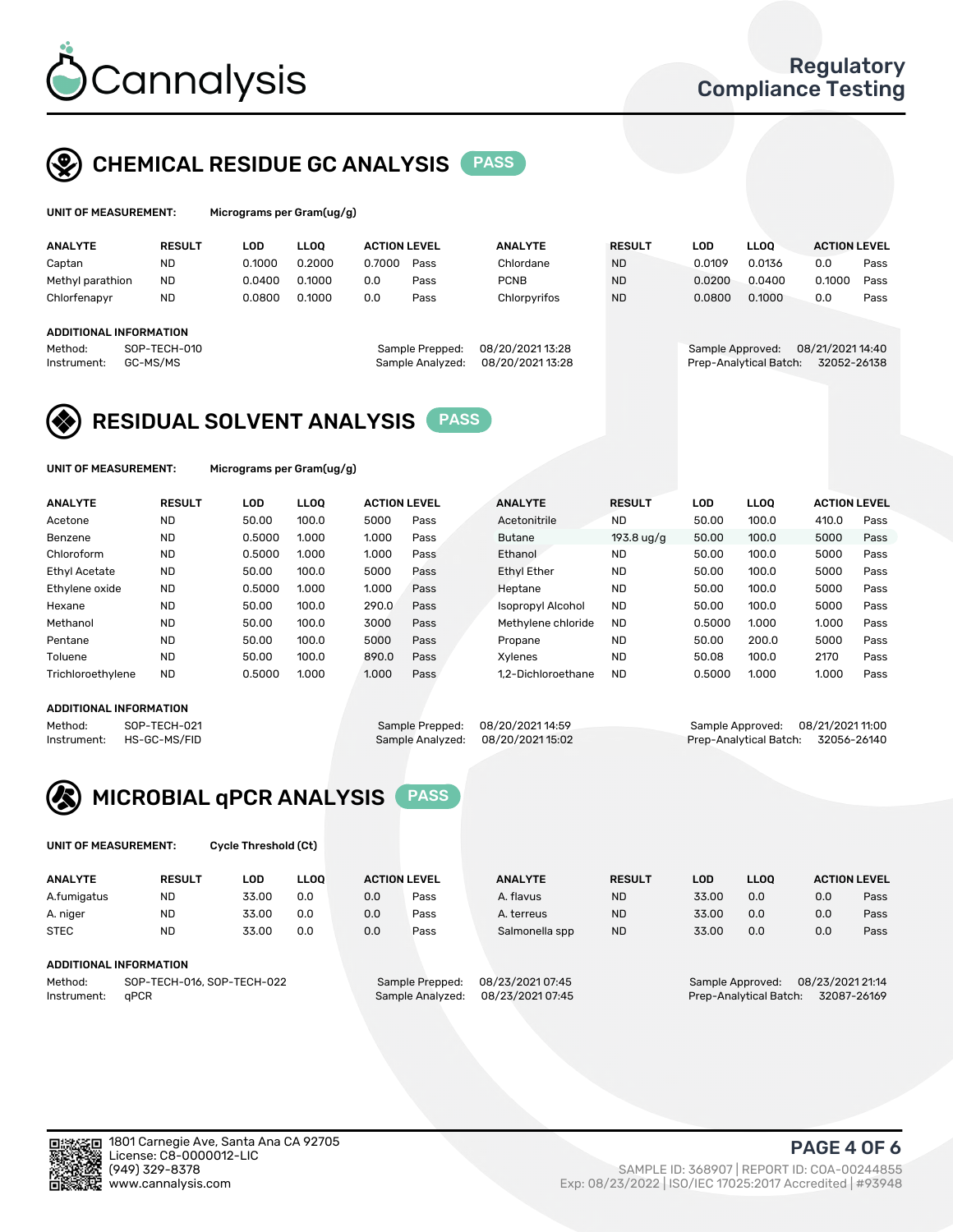# Cannalysis

Regulatory Compliance Testing

## CHEMICAL RESIDUE GC ANALYSIS PASS

**UNIT OF MEASUREMENT:** Micrograms per Gram(ug/g)

| ANALYTE | RESULT | LOD | LLOQ | ACTION LEVEL | | ANALYTE | RESULT | LOD | LLOQ | ACTION LEVEL | |
|---|---|---|---|---|---|---|---|---|---|---|---|
| Captan | ND | 0.1000 | 0.2000 | 0.7000 | Pass | Chlordane | ND | 0.0109 | 0.0136 | 0.0 | Pass |
| Methyl parathion | ND | 0.0400 | 0.1000 | 0.0 | Pass | PCNB | ND | 0.0200 | 0.0400 | 0.1000 | Pass |
| Chlorfenapyr | ND | 0.0800 | 0.1000 | 0.0 | Pass | Chlorpyrifos | ND | 0.0800 | 0.1000 | 0.0 | Pass |

**ADDITIONAL INFORMATION**

Method: SOP-TECH-010
Instrument: GC-MS/MS
Sample Prepped: 08/20/2021 13:28
Sample Analyzed: 08/20/2021 13:28
Sample Approved: 08/21/2021 14:40
Prep-Analytical Batch: 32052-26138

## RESIDUAL SOLVENT ANALYSIS PASS

**UNIT OF MEASUREMENT:** Micrograms per Gram(ug/g)

| ANALYTE | RESULT | LOD | LLOQ | ACTION LEVEL | | ANALYTE | RESULT | LOD | LLOQ | ACTION LEVEL | |
|---|---|---|---|---|---|---|---|---|---|---|---|
| Acetone | ND | 50.00 | 100.0 | 5000 | Pass | Acetonitrile | ND | 50.00 | 100.0 | 410.0 | Pass |
| Benzene | ND | 0.5000 | 1.000 | 1.000 | Pass | Butane | 193.8 ug/g | 50.00 | 100.0 | 5000 | Pass |
| Chloroform | ND | 0.5000 | 1.000 | 1.000 | Pass | Ethanol | ND | 50.00 | 100.0 | 5000 | Pass |
| Ethyl Acetate | ND | 50.00 | 100.0 | 5000 | Pass | Ethyl Ether | ND | 50.00 | 100.0 | 5000 | Pass |
| Ethylene oxide | ND | 0.5000 | 1.000 | 1.000 | Pass | Heptane | ND | 50.00 | 100.0 | 5000 | Pass |
| Hexane | ND | 50.00 | 100.0 | 290.0 | Pass | Isopropyl Alcohol | ND | 50.00 | 100.0 | 5000 | Pass |
| Methanol | ND | 50.00 | 100.0 | 3000 | Pass | Methylene chloride | ND | 0.5000 | 1.000 | 1.000 | Pass |
| Pentane | ND | 50.00 | 100.0 | 5000 | Pass | Propane | ND | 50.00 | 200.0 | 5000 | Pass |
| Toluene | ND | 50.00 | 100.0 | 890.0 | Pass | Xylenes | ND | 50.08 | 100.0 | 2170 | Pass |
| Trichloroethylene | ND | 0.5000 | 1.000 | 1.000 | Pass | 1,2-Dichloroethane | ND | 0.5000 | 1.000 | 1.000 | Pass |

**ADDITIONAL INFORMATION**

Method: SOP-TECH-021
Instrument: HS-GC-MS/FID
Sample Prepped: 08/20/2021 14:59
Sample Analyzed: 08/20/2021 15:02
Sample Approved: 08/21/2021 11:00
Prep-Analytical Batch: 32056-26140

## MICROBIAL qPCR ANALYSIS PASS

**UNIT OF MEASUREMENT:** Cycle Threshold (Ct)

| ANALYTE | RESULT | LOD | LLOQ | ACTION LEVEL | | ANALYTE | RESULT | LOD | LLOQ | ACTION LEVEL | |
|---|---|---|---|---|---|---|---|---|---|---|---|
| A.fumigatus | ND | 33.00 | 0.0 | 0.0 | Pass | A. flavus | ND | 33.00 | 0.0 | 0.0 | Pass |
| A. niger | ND | 33.00 | 0.0 | 0.0 | Pass | A. terreus | ND | 33.00 | 0.0 | 0.0 | Pass |
| STEC | ND | 33.00 | 0.0 | 0.0 | Pass | Salmonella spp | ND | 33.00 | 0.0 | 0.0 | Pass |

**ADDITIONAL INFORMATION**

Method: SOP-TECH-016, SOP-TECH-022
Instrument: qPCR
Sample Prepped: 08/23/2021 07:45
Sample Analyzed: 08/23/2021 07:45
Sample Approved: 08/23/2021 21:14
Prep-Analytical Batch: 32087-26169

1801 Carnegie Ave, Santa Ana CA 92705
License: C8-0000012-LIC
(949) 329-8378
www.cannalysis.com

SAMPLE ID: 368907 | REPORT ID: COA-00244855
Exp: 08/23/2022 | ISO/IEC 17025:2017 Accredited | #93948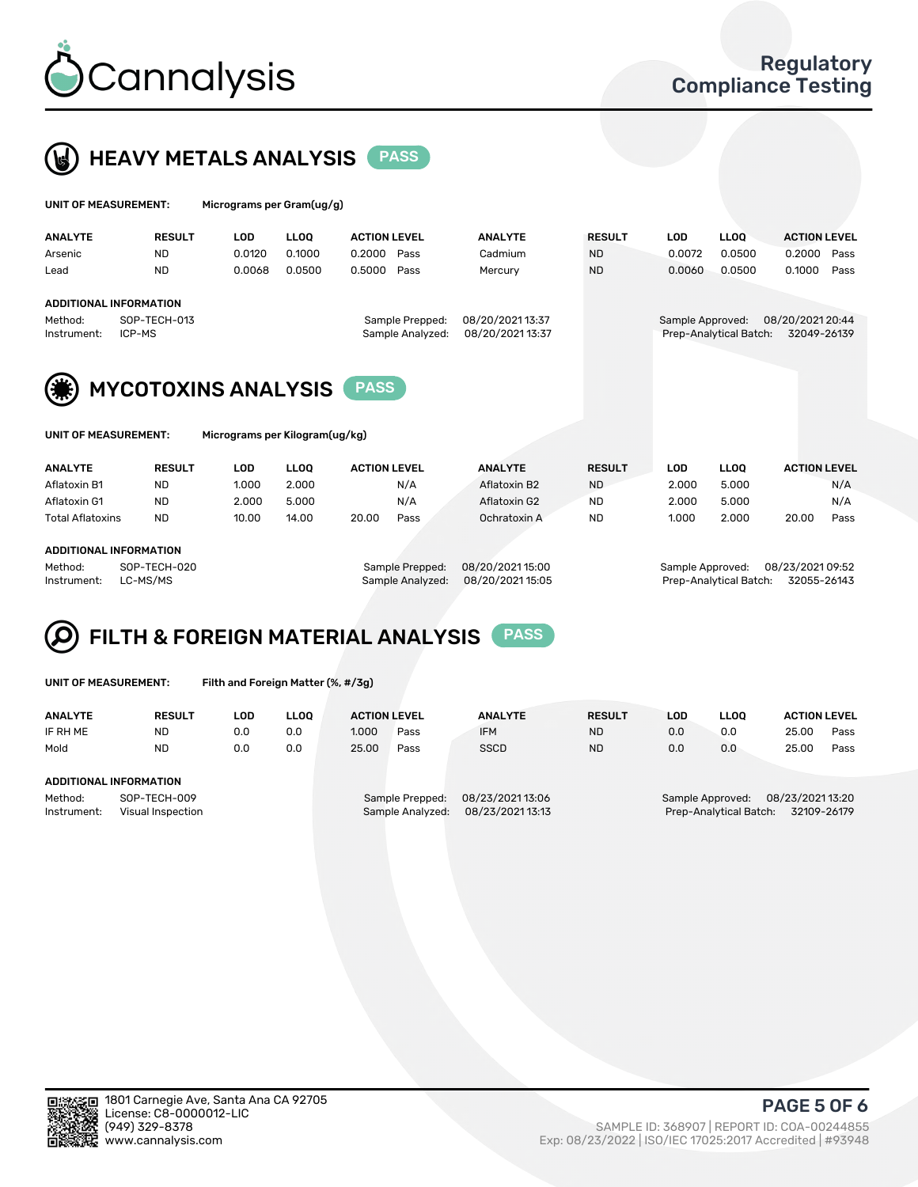# Cannalysis

Regulatory Compliance Testing

## HEAVY METALS ANALYSIS PASS

**UNIT OF MEASUREMENT:** Micrograms per Gram(ug/g)

| ANALYTE | RESULT | LOD | LLOQ | ACTION LEVEL | | ANALYTE | RESULT | LOD | LLOQ | ACTION LEVEL | |
|---|---|---|---|---|---|---|---|---|---|---|---|
| Arsenic | ND | 0.0120 | 0.1000 | 0.2000 | Pass | Cadmium | ND | 0.0072 | 0.0500 | 0.2000 | Pass |
| Lead | ND | 0.0068 | 0.0500 | 0.5000 | Pass | Mercury | ND | 0.0060 | 0.0500 | 0.1000 | Pass |

**ADDITIONAL INFORMATION**

Method: SOP-TECH-013
Instrument: ICP-MS

Sample Prepped: 08/20/2021 13:37
Sample Analyzed: 08/20/2021 13:37

Sample Approved: 08/20/2021 20:44
Prep-Analytical Batch: 32049-26139

## MYCOTOXINS ANALYSIS PASS

**UNIT OF MEASUREMENT:** Micrograms per Kilogram(ug/kg)

| ANALYTE | RESULT | LOD | LLOQ | ACTION LEVEL | | ANALYTE | RESULT | LOD | LLOQ | ACTION LEVEL | |
|---|---|---|---|---|---|---|---|---|---|---|---|
| Aflatoxin B1 | ND | 1.000 | 2.000 | | N/A | Aflatoxin B2 | ND | 2.000 | 5.000 | | N/A |
| Aflatoxin G1 | ND | 2.000 | 5.000 | | N/A | Aflatoxin G2 | ND | 2.000 | 5.000 | | N/A |
| Total Aflatoxins | ND | 10.00 | 14.00 | 20.00 | Pass | Ochratoxin A | ND | 1.000 | 2.000 | 20.00 | Pass |

**ADDITIONAL INFORMATION**

Method: SOP-TECH-020
Instrument: LC-MS/MS

Sample Prepped: 08/20/2021 15:00
Sample Analyzed: 08/20/2021 15:05

Sample Approved: 08/23/2021 09:52
Prep-Analytical Batch: 32055-26143

## FILTH & FOREIGN MATERIAL ANALYSIS PASS

**UNIT OF MEASUREMENT:** Filth and Foreign Matter (%, #/3g)

| ANALYTE | RESULT | LOD | LLOQ | ACTION LEVEL | | ANALYTE | RESULT | LOD | LLOQ | ACTION LEVEL | |
|---|---|---|---|---|---|---|---|---|---|---|---|
| IF RH ME | ND | 0.0 | 0.0 | 1.000 | Pass | IFM | ND | 0.0 | 0.0 | 25.00 | Pass |
| Mold | ND | 0.0 | 0.0 | 25.00 | Pass | SSCD | ND | 0.0 | 0.0 | 25.00 | Pass |

**ADDITIONAL INFORMATION**

Method: SOP-TECH-009
Instrument: Visual Inspection

Sample Prepped: 08/23/2021 13:06
Sample Analyzed: 08/23/2021 13:13

Sample Approved: 08/23/2021 13:20
Prep-Analytical Batch: 32109-26179

1801 Carnegie Ave, Santa Ana CA 92705
License: C8-0000012-LIC
(949) 329-8378
www.cannalysis.com

SAMPLE ID: 368907 | REPORT ID: COA-00244855
Exp: 08/23/2022 | ISO/IEC 17025:2017 Accredited | #93948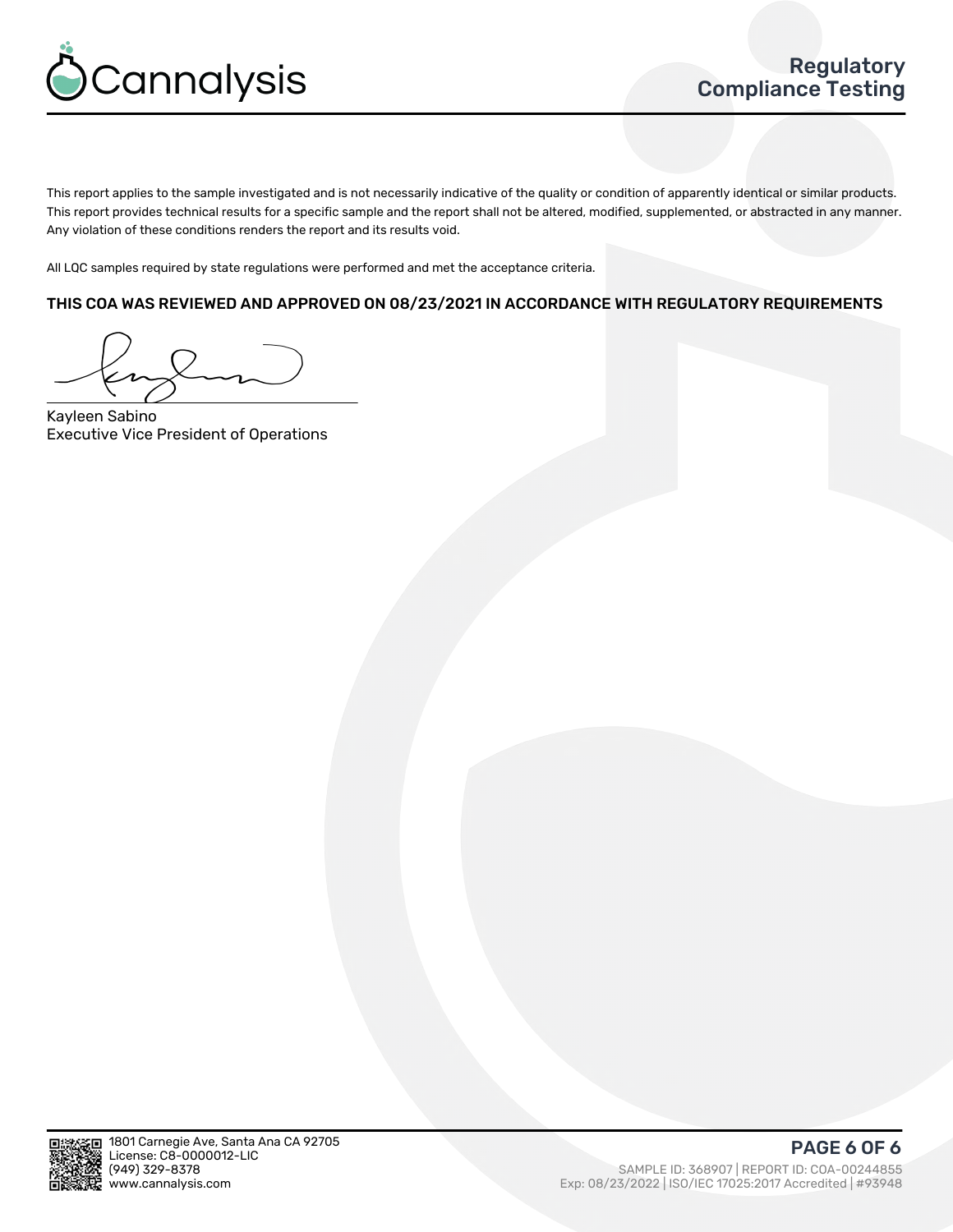This report applies to the sample investigated and is not necessarily indicative of the quality or condition of apparently identical or similar products. This report provides technical results for a specific sample and the report shall not be altered, modified, supplemented, or abstracted in any manner. Any violation of these conditions renders the report and its results void.

All LQC samples required by state regulations were performed and met the acceptance criteria.

**THIS COA WAS REVIEWED AND APPROVED ON 08/23/2021 IN ACCORDANCE WITH REGULATORY REQUIREMENTS**

Kayleen Sabino
Executive Vice President of Operations